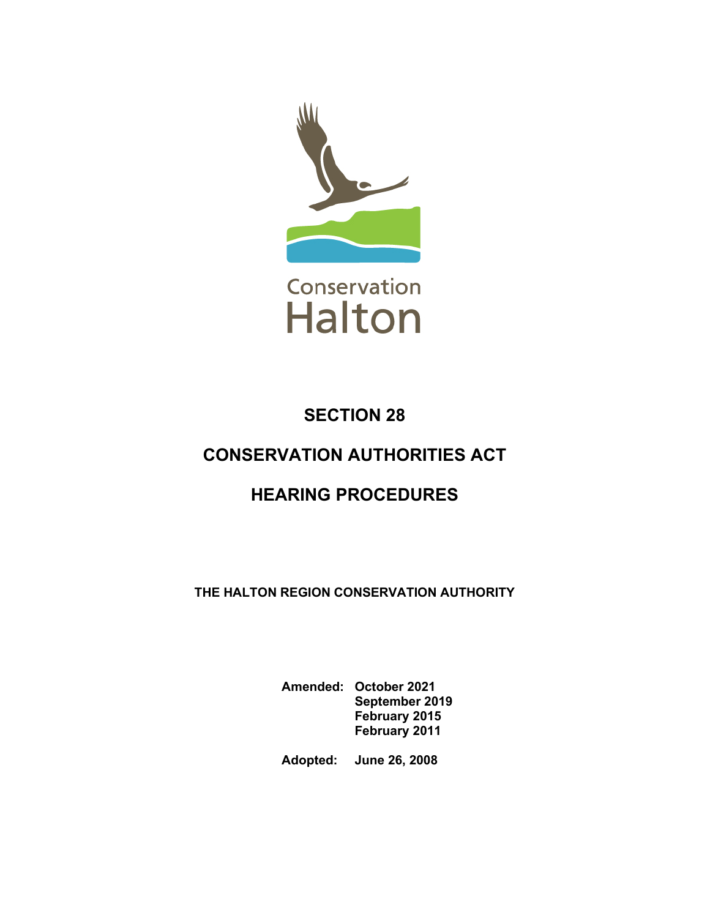Conservation Halton

# SECTION 28

# CONSERVATION AUTHORITIES ACT

# HEARING PROCEDURES

**THE HALTON REGION CONSERVATION AUTHORITY**

**Amended:** **October 2021**
**September 2019**
**February 2015**
**February 2011**

**Adopted:** **June 26, 2008**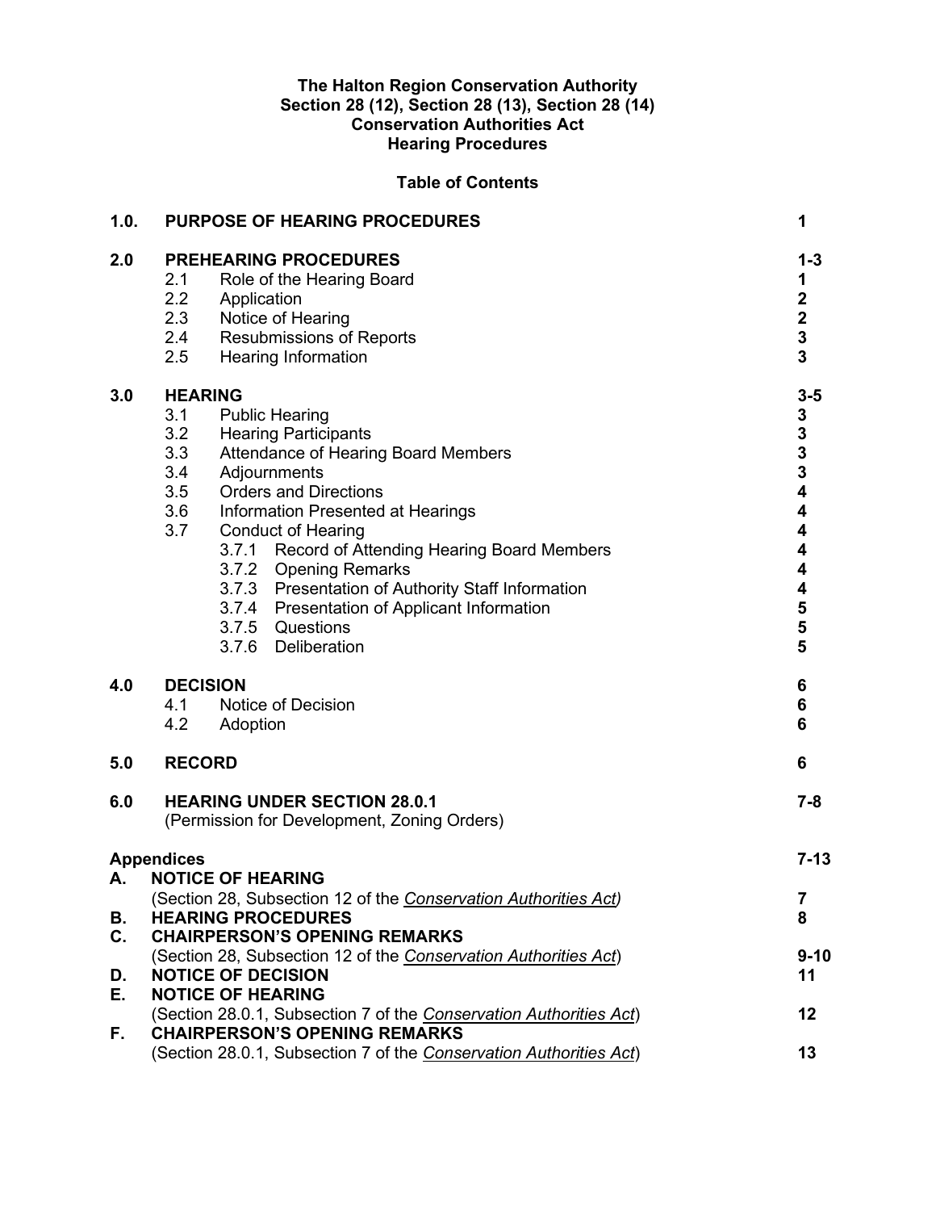**The Halton Region Conservation Authority**
**Section 28 (12), Section 28 (13), Section 28 (14)**
**Conservation Authorities Act**
**Hearing Procedures**

**Table of Contents**

| | | |
|---|---|---|
| **1.0.** | **PURPOSE OF HEARING PROCEDURES** | **1** |
| **2.0** | **PREHEARING PROCEDURES** | **1-3** |
| | 2.1 Role of the Hearing Board | **1** |
| | 2.2 Application | **2** |
| | 2.3 Notice of Hearing | **2** |
| | 2.4 Resubmissions of Reports | **3** |
| | 2.5 Hearing Information | **3** |
| **3.0** | **HEARING** | **3-5** |
| | 3.1 Public Hearing | **3** |
| | 3.2 Hearing Participants | **3** |
| | 3.3 Attendance of Hearing Board Members | **3** |
| | 3.4 Adjournments | **3** |
| | 3.5 Orders and Directions | **4** |
| | 3.6 Information Presented at Hearings | **4** |
| | 3.7 Conduct of Hearing | **4** |
| | 3.7.1 Record of Attending Hearing Board Members | **4** |
| | 3.7.2 Opening Remarks | **4** |
| | 3.7.3 Presentation of Authority Staff Information | **4** |
| | 3.7.4 Presentation of Applicant Information | **5** |
| | 3.7.5 Questions | **5** |
| | 3.7.6 Deliberation | **5** |
| **4.0** | **DECISION** | **6** |
| | 4.1 Notice of Decision | **6** |
| | 4.2 Adoption | **6** |
| **5.0** | **RECORD** | **6** |
| **6.0** | **HEARING UNDER SECTION 28.0.1** (Permission for Development, Zoning Orders) | **7-8** |
| **Appendices** | | **7-13** |
| **A.** | **NOTICE OF HEARING** (Section 28, Subsection 12 of the *Conservation Authorities Act*) | **7** |
| **B.** | **HEARING PROCEDURES** | **8** |
| **C.** | **CHAIRPERSON'S OPENING REMARKS** (Section 28, Subsection 12 of the *Conservation Authorities Act*) | **9-10** |
| **D.** | **NOTICE OF DECISION** | **11** |
| **E.** | **NOTICE OF HEARING** (Section 28.0.1, Subsection 7 of the *Conservation Authorities Act*) | **12** |
| **F.** | **CHAIRPERSON'S OPENING REMARKS** (Section 28.0.1, Subsection 7 of the *Conservation Authorities Act*) | **13** |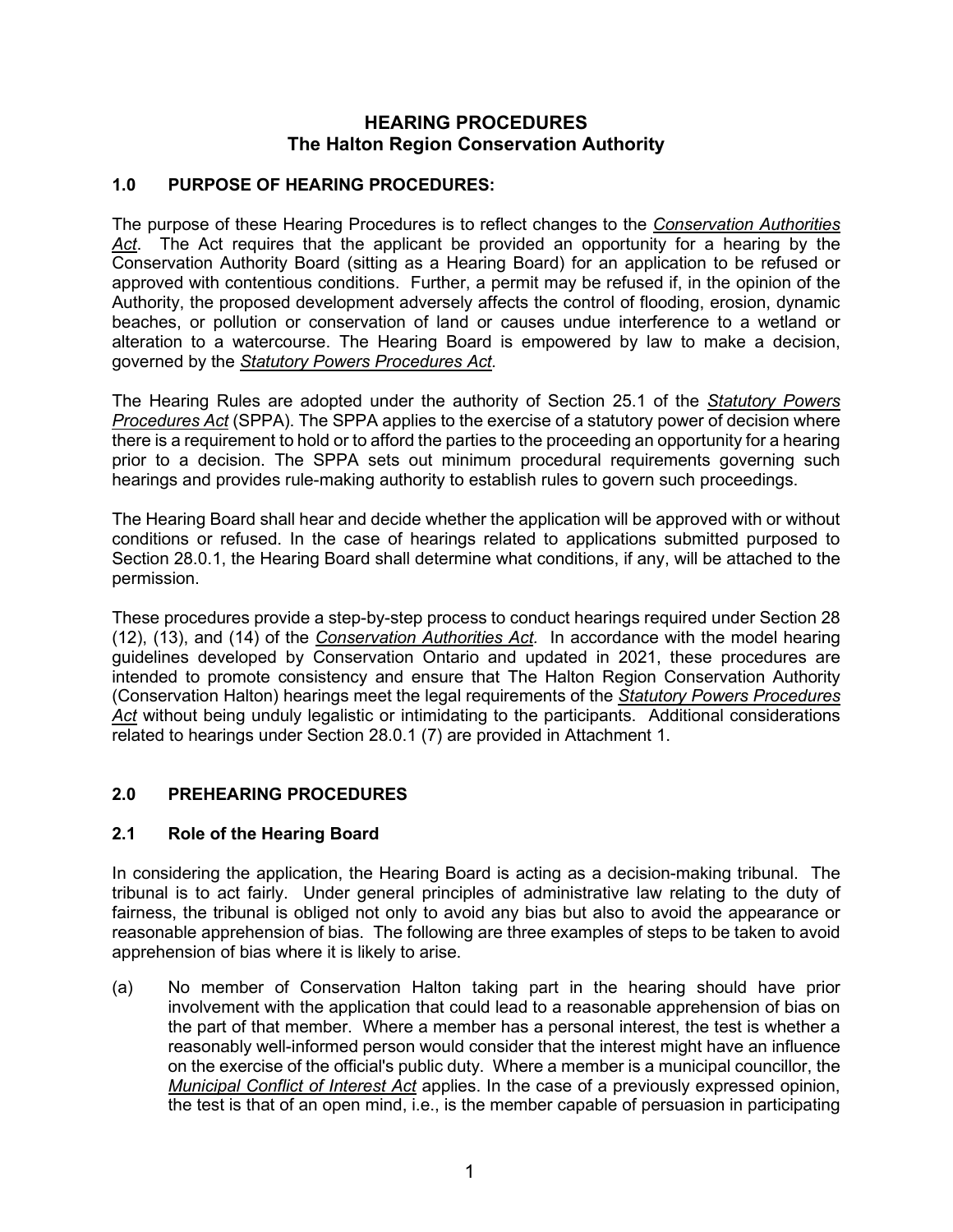# HEARING PROCEDURES
## The Halton Region Conservation Authority

### 1.0 PURPOSE OF HEARING PROCEDURES:

The purpose of these Hearing Procedures is to reflect changes to the *Conservation Authorities Act*. The Act requires that the applicant be provided an opportunity for a hearing by the Conservation Authority Board (sitting as a Hearing Board) for an application to be refused or approved with contentious conditions. Further, a permit may be refused if, in the opinion of the Authority, the proposed development adversely affects the control of flooding, erosion, dynamic beaches, or pollution or conservation of land or causes undue interference to a wetland or alteration to a watercourse. The Hearing Board is empowered by law to make a decision, governed by the *Statutory Powers Procedures Act.*

The Hearing Rules are adopted under the authority of Section 25.1 of the *Statutory Powers Procedures Act* (SPPA). The SPPA applies to the exercise of a statutory power of decision where there is a requirement to hold or to afford the parties to the proceeding an opportunity for a hearing prior to a decision. The SPPA sets out minimum procedural requirements governing such hearings and provides rule-making authority to establish rules to govern such proceedings.

The Hearing Board shall hear and decide whether the application will be approved with or without conditions or refused. In the case of hearings related to applications submitted purposed to Section 28.0.1, the Hearing Board shall determine what conditions, if any, will be attached to the permission.

These procedures provide a step-by-step process to conduct hearings required under Section 28 (12), (13), and (14) of the *Conservation Authorities Act.* In accordance with the model hearing guidelines developed by Conservation Ontario and updated in 2021, these procedures are intended to promote consistency and ensure that The Halton Region Conservation Authority (Conservation Halton) hearings meet the legal requirements of the *Statutory Powers Procedures Act* without being unduly legalistic or intimidating to the participants. Additional considerations related to hearings under Section 28.0.1 (7) are provided in Attachment 1.

### 2.0 PREHEARING PROCEDURES

### 2.1 Role of the Hearing Board

In considering the application, the Hearing Board is acting as a decision-making tribunal. The tribunal is to act fairly. Under general principles of administrative law relating to the duty of fairness, the tribunal is obliged not only to avoid any bias but also to avoid the appearance or reasonable apprehension of bias. The following are three examples of steps to be taken to avoid apprehension of bias where it is likely to arise.

(a) No member of Conservation Halton taking part in the hearing should have prior involvement with the application that could lead to a reasonable apprehension of bias on the part of that member. Where a member has a personal interest, the test is whether a reasonably well-informed person would consider that the interest might have an influence on the exercise of the official's public duty. Where a member is a municipal councillor, the *Municipal Conflict of Interest Act* applies. In the case of a previously expressed opinion, the test is that of an open mind, i.e., is the member capable of persuasion in participating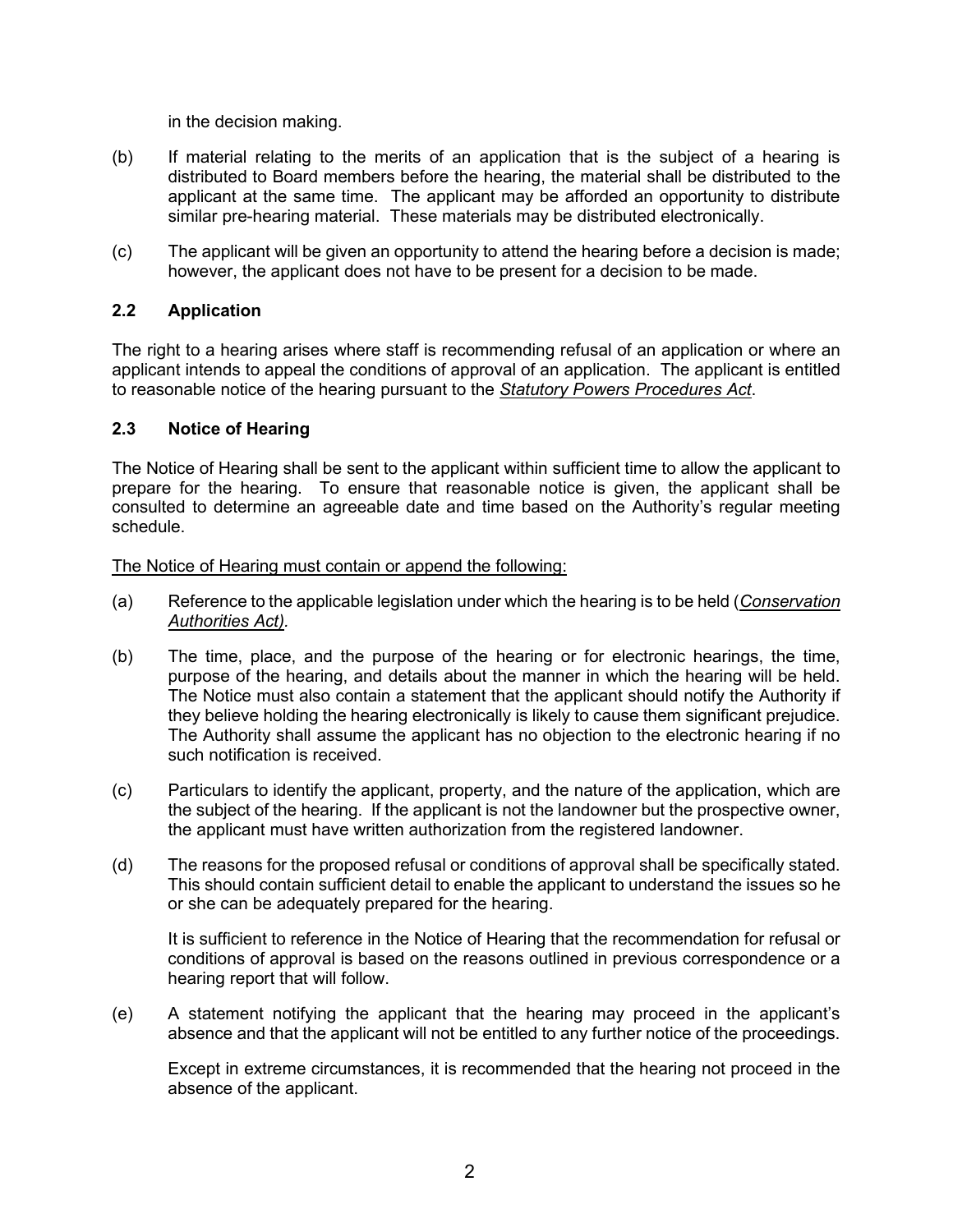in the decision making.

(b) If material relating to the merits of an application that is the subject of a hearing is distributed to Board members before the hearing, the material shall be distributed to the applicant at the same time. The applicant may be afforded an opportunity to distribute similar pre-hearing material. These materials may be distributed electronically.

(c) The applicant will be given an opportunity to attend the hearing before a decision is made; however, the applicant does not have to be present for a decision to be made.

### 2.2 Application

The right to a hearing arises where staff is recommending refusal of an application or where an applicant intends to appeal the conditions of approval of an application. The applicant is entitled to reasonable notice of the hearing pursuant to the *Statutory Powers Procedures Act*.

### 2.3 Notice of Hearing

The Notice of Hearing shall be sent to the applicant within sufficient time to allow the applicant to prepare for the hearing. To ensure that reasonable notice is given, the applicant shall be consulted to determine an agreeable date and time based on the Authority's regular meeting schedule.

The Notice of Hearing must contain or append the following:

(a) Reference to the applicable legislation under which the hearing is to be held (*Conservation Authorities Act)*.

(b) The time, place, and the purpose of the hearing or for electronic hearings, the time, purpose of the hearing, and details about the manner in which the hearing will be held. The Notice must also contain a statement that the applicant should notify the Authority if they believe holding the hearing electronically is likely to cause them significant prejudice. The Authority shall assume the applicant has no objection to the electronic hearing if no such notification is received.

(c) Particulars to identify the applicant, property, and the nature of the application, which are the subject of the hearing. If the applicant is not the landowner but the prospective owner, the applicant must have written authorization from the registered landowner.

(d) The reasons for the proposed refusal or conditions of approval shall be specifically stated. This should contain sufficient detail to enable the applicant to understand the issues so he or she can be adequately prepared for the hearing.

It is sufficient to reference in the Notice of Hearing that the recommendation for refusal or conditions of approval is based on the reasons outlined in previous correspondence or a hearing report that will follow.

(e) A statement notifying the applicant that the hearing may proceed in the applicant's absence and that the applicant will not be entitled to any further notice of the proceedings.

Except in extreme circumstances, it is recommended that the hearing not proceed in the absence of the applicant.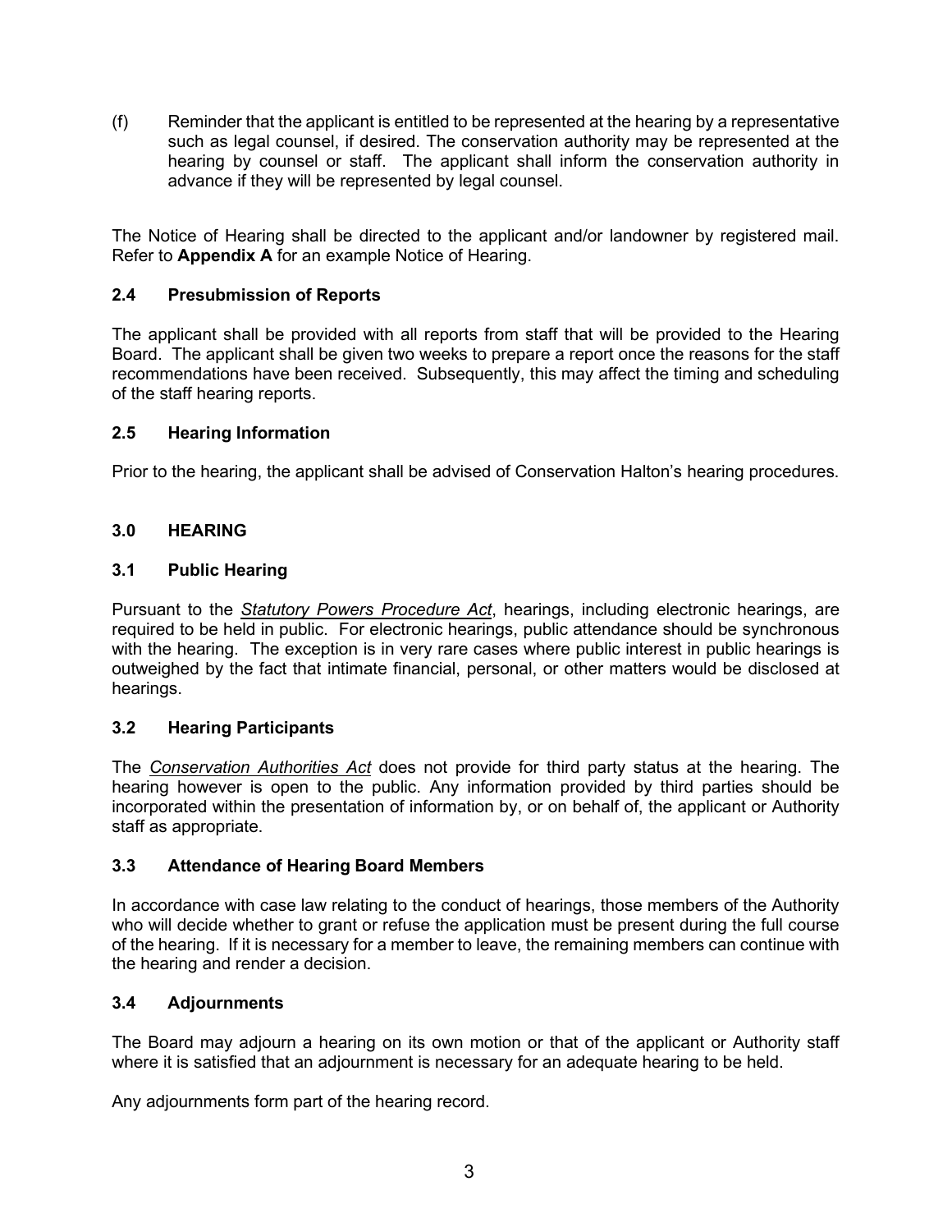(f) Reminder that the applicant is entitled to be represented at the hearing by a representative such as legal counsel, if desired. The conservation authority may be represented at the hearing by counsel or staff. The applicant shall inform the conservation authority in advance if they will be represented by legal counsel.

The Notice of Hearing shall be directed to the applicant and/or landowner by registered mail. Refer to **Appendix A** for an example Notice of Hearing.

### 2.4 Presubmission of Reports

The applicant shall be provided with all reports from staff that will be provided to the Hearing Board. The applicant shall be given two weeks to prepare a report once the reasons for the staff recommendations have been received. Subsequently, this may affect the timing and scheduling of the staff hearing reports.

### 2.5 Hearing Information

Prior to the hearing, the applicant shall be advised of Conservation Halton's hearing procedures.

## 3.0 HEARING

### 3.1 Public Hearing

Pursuant to the *Statutory Powers Procedure Act*, hearings, including electronic hearings, are required to be held in public. For electronic hearings, public attendance should be synchronous with the hearing. The exception is in very rare cases where public interest in public hearings is outweighed by the fact that intimate financial, personal, or other matters would be disclosed at hearings.

### 3.2 Hearing Participants

The *Conservation Authorities Act* does not provide for third party status at the hearing. The hearing however is open to the public. Any information provided by third parties should be incorporated within the presentation of information by, or on behalf of, the applicant or Authority staff as appropriate.

### 3.3 Attendance of Hearing Board Members

In accordance with case law relating to the conduct of hearings, those members of the Authority who will decide whether to grant or refuse the application must be present during the full course of the hearing. If it is necessary for a member to leave, the remaining members can continue with the hearing and render a decision.

### 3.4 Adjournments

The Board may adjourn a hearing on its own motion or that of the applicant or Authority staff where it is satisfied that an adjournment is necessary for an adequate hearing to be held.

Any adjournments form part of the hearing record.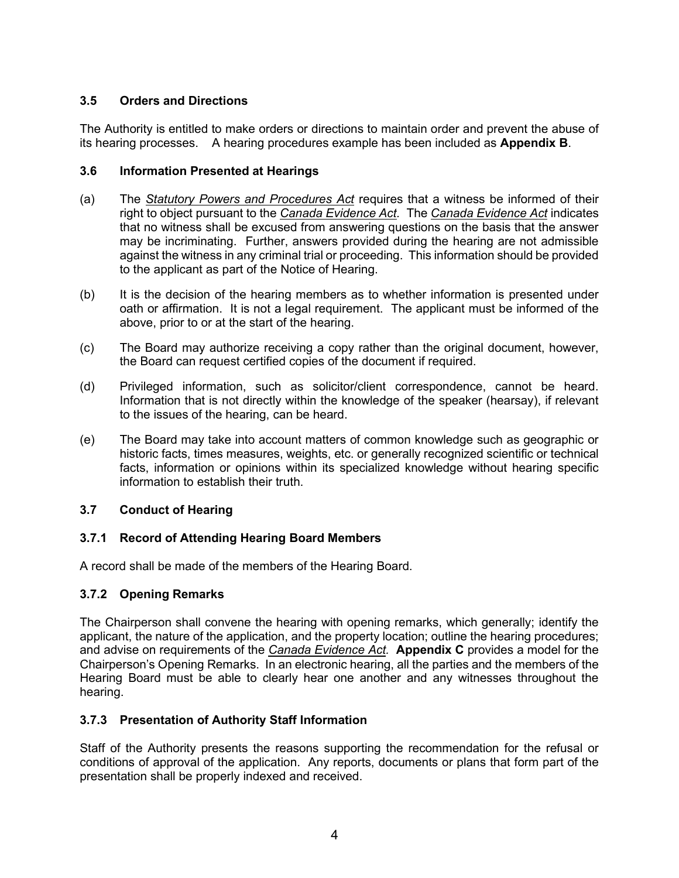### 3.5 Orders and Directions

The Authority is entitled to make orders or directions to maintain order and prevent the abuse of its hearing processes. A hearing procedures example has been included as **Appendix B**.

### 3.6 Information Presented at Hearings

(a) The *Statutory Powers and Procedures Act* requires that a witness be informed of their right to object pursuant to the *Canada Evidence Act*. The *Canada Evidence Act* indicates that no witness shall be excused from answering questions on the basis that the answer may be incriminating. Further, answers provided during the hearing are not admissible against the witness in any criminal trial or proceeding. This information should be provided to the applicant as part of the Notice of Hearing.

(b) It is the decision of the hearing members as to whether information is presented under oath or affirmation. It is not a legal requirement. The applicant must be informed of the above, prior to or at the start of the hearing.

(c) The Board may authorize receiving a copy rather than the original document, however, the Board can request certified copies of the document if required.

(d) Privileged information, such as solicitor/client correspondence, cannot be heard. Information that is not directly within the knowledge of the speaker (hearsay), if relevant to the issues of the hearing, can be heard.

(e) The Board may take into account matters of common knowledge such as geographic or historic facts, times measures, weights, etc. or generally recognized scientific or technical facts, information or opinions within its specialized knowledge without hearing specific information to establish their truth.

### 3.7 Conduct of Hearing

#### 3.7.1 Record of Attending Hearing Board Members

A record shall be made of the members of the Hearing Board.

#### 3.7.2 Opening Remarks

The Chairperson shall convene the hearing with opening remarks, which generally; identify the applicant, the nature of the application, and the property location; outline the hearing procedures; and advise on requirements of the *Canada Evidence Act.* **Appendix C** provides a model for the Chairperson's Opening Remarks. In an electronic hearing, all the parties and the members of the Hearing Board must be able to clearly hear one another and any witnesses throughout the hearing.

#### 3.7.3 Presentation of Authority Staff Information

Staff of the Authority presents the reasons supporting the recommendation for the refusal or conditions of approval of the application. Any reports, documents or plans that form part of the presentation shall be properly indexed and received.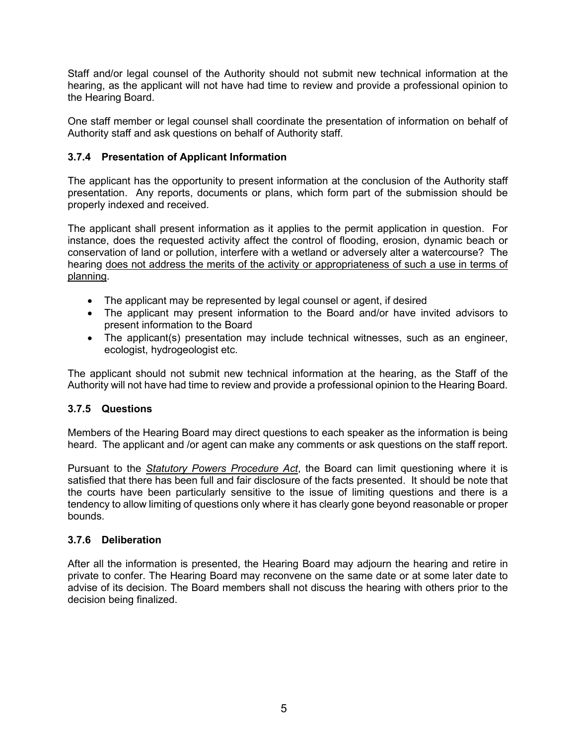Staff and/or legal counsel of the Authority should not submit new technical information at the hearing, as the applicant will not have had time to review and provide a professional opinion to the Hearing Board.

One staff member or legal counsel shall coordinate the presentation of information on behalf of Authority staff and ask questions on behalf of Authority staff.

### 3.7.4 Presentation of Applicant Information

The applicant has the opportunity to present information at the conclusion of the Authority staff presentation. Any reports, documents or plans, which form part of the submission should be properly indexed and received.

The applicant shall present information as it applies to the permit application in question. For instance, does the requested activity affect the control of flooding, erosion, dynamic beach or conservation of land or pollution, interfere with a wetland or adversely alter a watercourse? The hearing <u>does not address the merits of the activity or appropriateness of such a use in terms of planning</u>.

- The applicant may be represented by legal counsel or agent, if desired
- The applicant may present information to the Board and/or have invited advisors to present information to the Board
- The applicant(s) presentation may include technical witnesses, such as an engineer, ecologist, hydrogeologist etc.

The applicant should not submit new technical information at the hearing, as the Staff of the Authority will not have had time to review and provide a professional opinion to the Hearing Board.

### 3.7.5 Questions

Members of the Hearing Board may direct questions to each speaker as the information is being heard. The applicant and /or agent can make any comments or ask questions on the staff report.

Pursuant to the <u>*Statutory Powers Procedure Act*</u>, the Board can limit questioning where it is satisfied that there has been full and fair disclosure of the facts presented. It should be note that the courts have been particularly sensitive to the issue of limiting questions and there is a tendency to allow limiting of questions only where it has clearly gone beyond reasonable or proper bounds.

### 3.7.6 Deliberation

After all the information is presented, the Hearing Board may adjourn the hearing and retire in private to confer. The Hearing Board may reconvene on the same date or at some later date to advise of its decision. The Board members shall not discuss the hearing with others prior to the decision being finalized.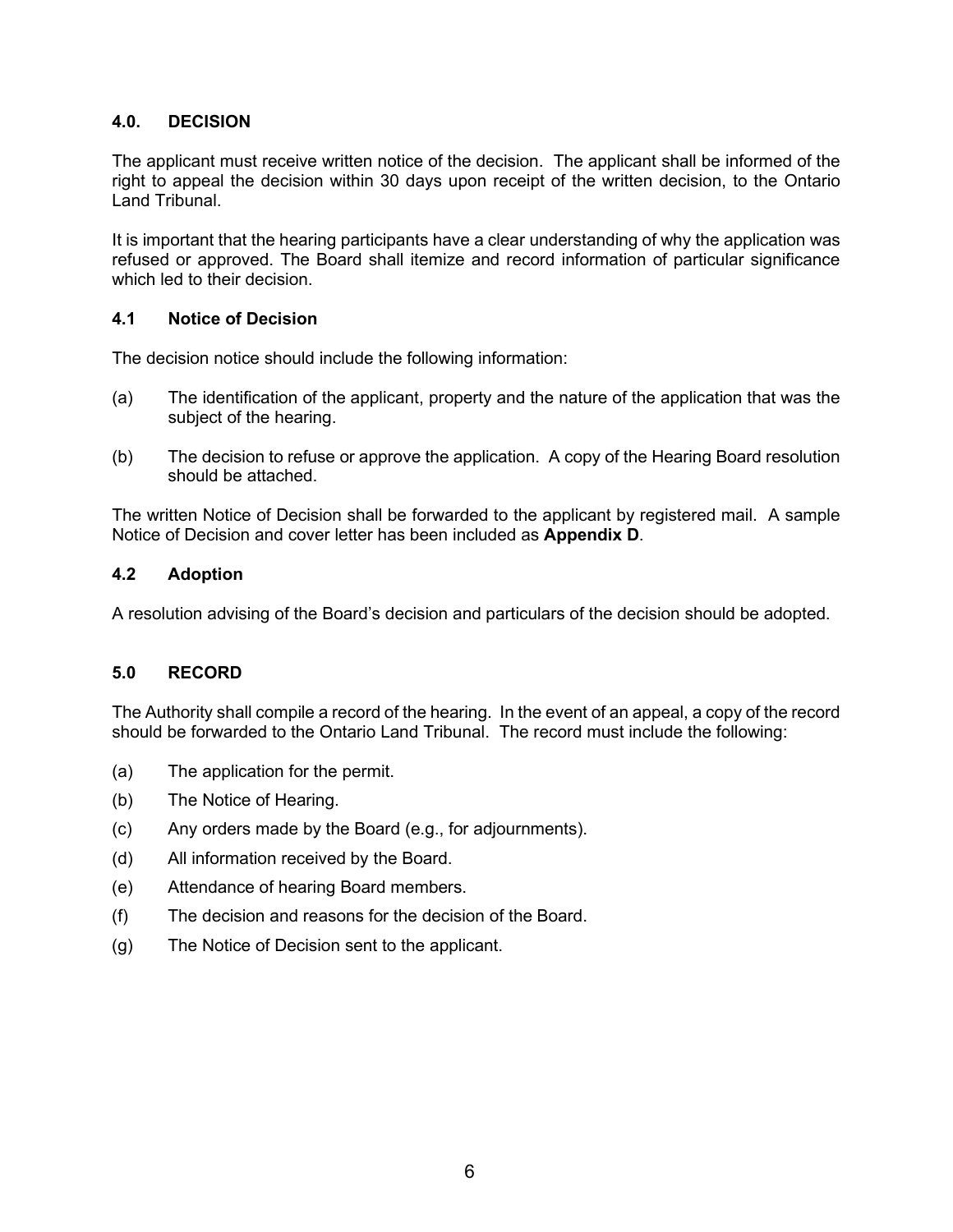## 4.0. DECISION

The applicant must receive written notice of the decision. The applicant shall be informed of the right to appeal the decision within 30 days upon receipt of the written decision, to the Ontario Land Tribunal.

It is important that the hearing participants have a clear understanding of why the application was refused or approved. The Board shall itemize and record information of particular significance which led to their decision.

### 4.1 Notice of Decision

The decision notice should include the following information:

(a) The identification of the applicant, property and the nature of the application that was the subject of the hearing.

(b) The decision to refuse or approve the application. A copy of the Hearing Board resolution should be attached.

The written Notice of Decision shall be forwarded to the applicant by registered mail. A sample Notice of Decision and cover letter has been included as **Appendix D**.

### 4.2 Adoption

A resolution advising of the Board's decision and particulars of the decision should be adopted.

## 5.0 RECORD

The Authority shall compile a record of the hearing. In the event of an appeal, a copy of the record should be forwarded to the Ontario Land Tribunal. The record must include the following:

(a) The application for the permit.

(b) The Notice of Hearing.

(c) Any orders made by the Board (e.g., for adjournments).

(d) All information received by the Board.

(e) Attendance of hearing Board members.

(f) The decision and reasons for the decision of the Board.

(g) The Notice of Decision sent to the applicant.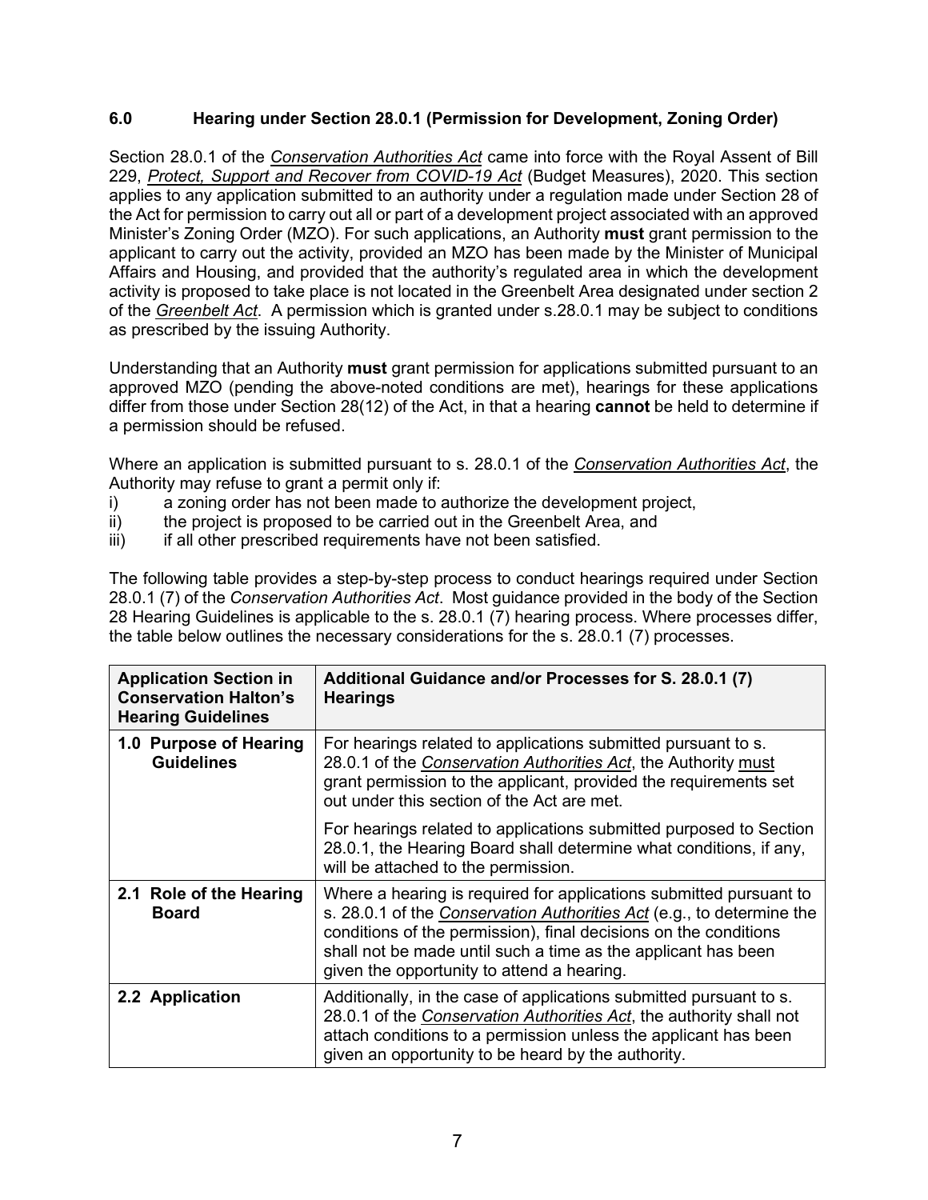## 6.0 Hearing under Section 28.0.1 (Permission for Development, Zoning Order)

Section 28.0.1 of the *Conservation Authorities Act* came into force with the Royal Assent of Bill 229, *Protect, Support and Recover from COVID-19 Act* (Budget Measures), 2020. This section applies to any application submitted to an authority under a regulation made under Section 28 of the Act for permission to carry out all or part of a development project associated with an approved Minister's Zoning Order (MZO). For such applications, an Authority **must** grant permission to the applicant to carry out the activity, provided an MZO has been made by the Minister of Municipal Affairs and Housing, and provided that the authority's regulated area in which the development activity is proposed to take place is not located in the Greenbelt Area designated under section 2 of the *Greenbelt Act*. A permission which is granted under s.28.0.1 may be subject to conditions as prescribed by the issuing Authority.

Understanding that an Authority **must** grant permission for applications submitted pursuant to an approved MZO (pending the above-noted conditions are met), hearings for these applications differ from those under Section 28(12) of the Act, in that a hearing **cannot** be held to determine if a permission should be refused.

Where an application is submitted pursuant to s. 28.0.1 of the *Conservation Authorities Act*, the Authority may refuse to grant a permit only if:

i) a zoning order has not been made to authorize the development project,
ii) the project is proposed to be carried out in the Greenbelt Area, and
iii) if all other prescribed requirements have not been satisfied.

The following table provides a step-by-step process to conduct hearings required under Section 28.0.1 (7) of the *Conservation Authorities Act*. Most guidance provided in the body of the Section 28 Hearing Guidelines is applicable to the s. 28.0.1 (7) hearing process. Where processes differ, the table below outlines the necessary considerations for the s. 28.0.1 (7) processes.

| Application Section in Conservation Halton's Hearing Guidelines | Additional Guidance and/or Processes for S. 28.0.1 (7) Hearings |
|---|---|
| **1.0 Purpose of Hearing Guidelines** | For hearings related to applications submitted pursuant to s. 28.0.1 of the *Conservation Authorities Act*, the Authority must grant permission to the applicant, provided the requirements set out under this section of the Act are met.<br><br>For hearings related to applications submitted purposed to Section 28.0.1, the Hearing Board shall determine what conditions, if any, will be attached to the permission. |
| **2.1 Role of the Hearing Board** | Where a hearing is required for applications submitted pursuant to s. 28.0.1 of the *Conservation Authorities Act* (e.g., to determine the conditions of the permission), final decisions on the conditions shall not be made until such a time as the applicant has been given the opportunity to attend a hearing. |
| **2.2 Application** | Additionally, in the case of applications submitted pursuant to s. 28.0.1 of the *Conservation Authorities Act*, the authority shall not attach conditions to a permission unless the applicant has been given an opportunity to be heard by the authority. |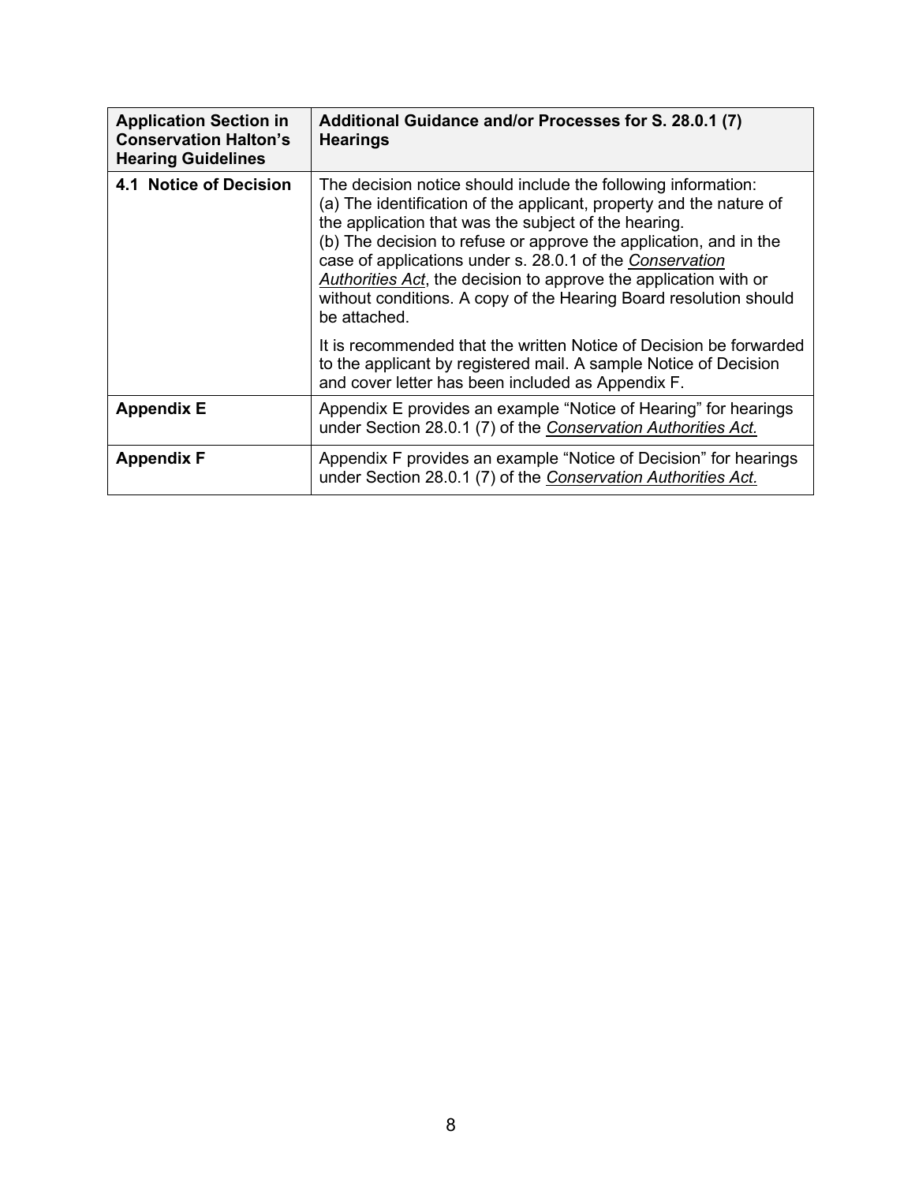| **Application Section in Conservation Halton's Hearing Guidelines** | **Additional Guidance and/or Processes for S. 28.0.1 (7) Hearings** |
|---|---|
| **4.1 Notice of Decision** | The decision notice should include the following information:<br>(a) The identification of the applicant, property and the nature of the application that was the subject of the hearing.<br>(b) The decision to refuse or approve the application, and in the case of applications under s. 28.0.1 of the *Conservation Authorities Act*, the decision to approve the application with or without conditions. A copy of the Hearing Board resolution should be attached.<br><br>It is recommended that the written Notice of Decision be forwarded to the applicant by registered mail. A sample Notice of Decision and cover letter has been included as Appendix F. |
| **Appendix E** | Appendix E provides an example "Notice of Hearing" for hearings under Section 28.0.1 (7) of the *Conservation Authorities Act.* |
| **Appendix F** | Appendix F provides an example "Notice of Decision" for hearings under Section 28.0.1 (7) of the *Conservation Authorities Act.* |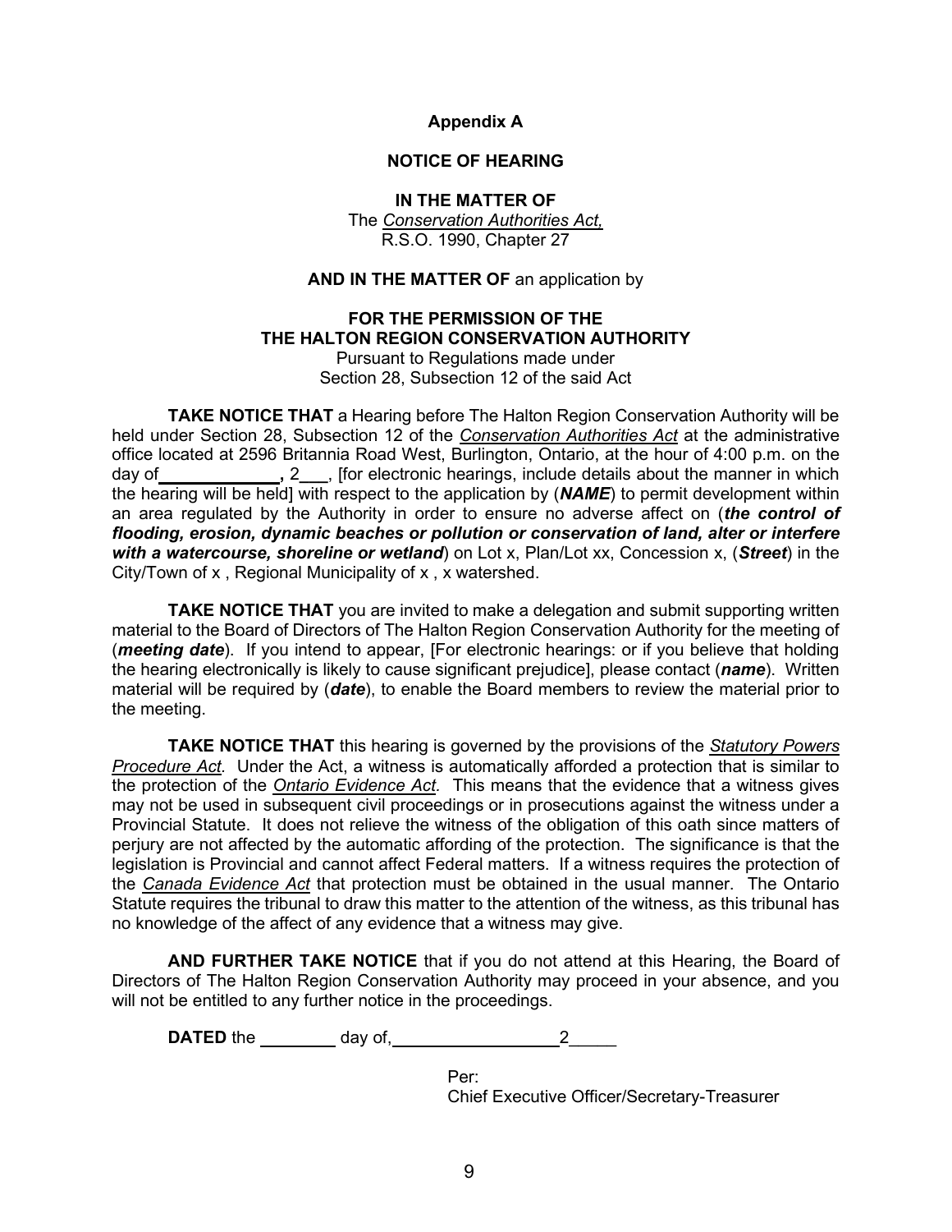**Appendix A**

**NOTICE OF HEARING**

**IN THE MATTER OF**
The *Conservation Authorities Act,*
R.S.O. 1990, Chapter 27

**AND IN THE MATTER OF** an application by

**FOR THE PERMISSION OF THE**
**THE HALTON REGION CONSERVATION AUTHORITY**
Pursuant to Regulations made under
Section 28, Subsection 12 of the said Act

**TAKE NOTICE THAT** a Hearing before The Halton Region Conservation Authority will be held under Section 28, Subsection 12 of the *Conservation Authorities Act* at the administrative office located at 2596 Britannia Road West, Burlington, Ontario, at the hour of 4:00 p.m. on the day of_____________, 2___, [for electronic hearings, include details about the manner in which the hearing will be held] with respect to the application by (***NAME***) to permit development within an area regulated by the Authority in order to ensure no adverse affect on (***the control of flooding, erosion, dynamic beaches or pollution or conservation of land, alter or interfere with a watercourse, shoreline or wetland***) on Lot x, Plan/Lot xx, Concession x, (***Street***) in the City/Town of x , Regional Municipality of x , x watershed.

**TAKE NOTICE THAT** you are invited to make a delegation and submit supporting written material to the Board of Directors of The Halton Region Conservation Authority for the meeting of (***meeting date***). If you intend to appear, [For electronic hearings: or if you believe that holding the hearing electronically is likely to cause significant prejudice], please contact (***name***). Written material will be required by (***date***), to enable the Board members to review the material prior to the meeting.

**TAKE NOTICE THAT** this hearing is governed by the provisions of the *Statutory Powers Procedure Act*. Under the Act, a witness is automatically afforded a protection that is similar to the protection of the *Ontario Evidence Act*. This means that the evidence that a witness gives may not be used in subsequent civil proceedings or in prosecutions against the witness under a Provincial Statute. It does not relieve the witness of the obligation of this oath since matters of perjury are not affected by the automatic affording of the protection. The significance is that the legislation is Provincial and cannot affect Federal matters. If a witness requires the protection of the *Canada Evidence Act* that protection must be obtained in the usual manner. The Ontario Statute requires the tribunal to draw this matter to the attention of the witness, as this tribunal has no knowledge of the affect of any evidence that a witness may give.

**AND FURTHER TAKE NOTICE** that if you do not attend at this Hearing, the Board of Directors of The Halton Region Conservation Authority may proceed in your absence, and you will not be entitled to any further notice in the proceedings.

**DATED** the ________ day of, _________________2_____

Per:
Chief Executive Officer/Secretary-Treasurer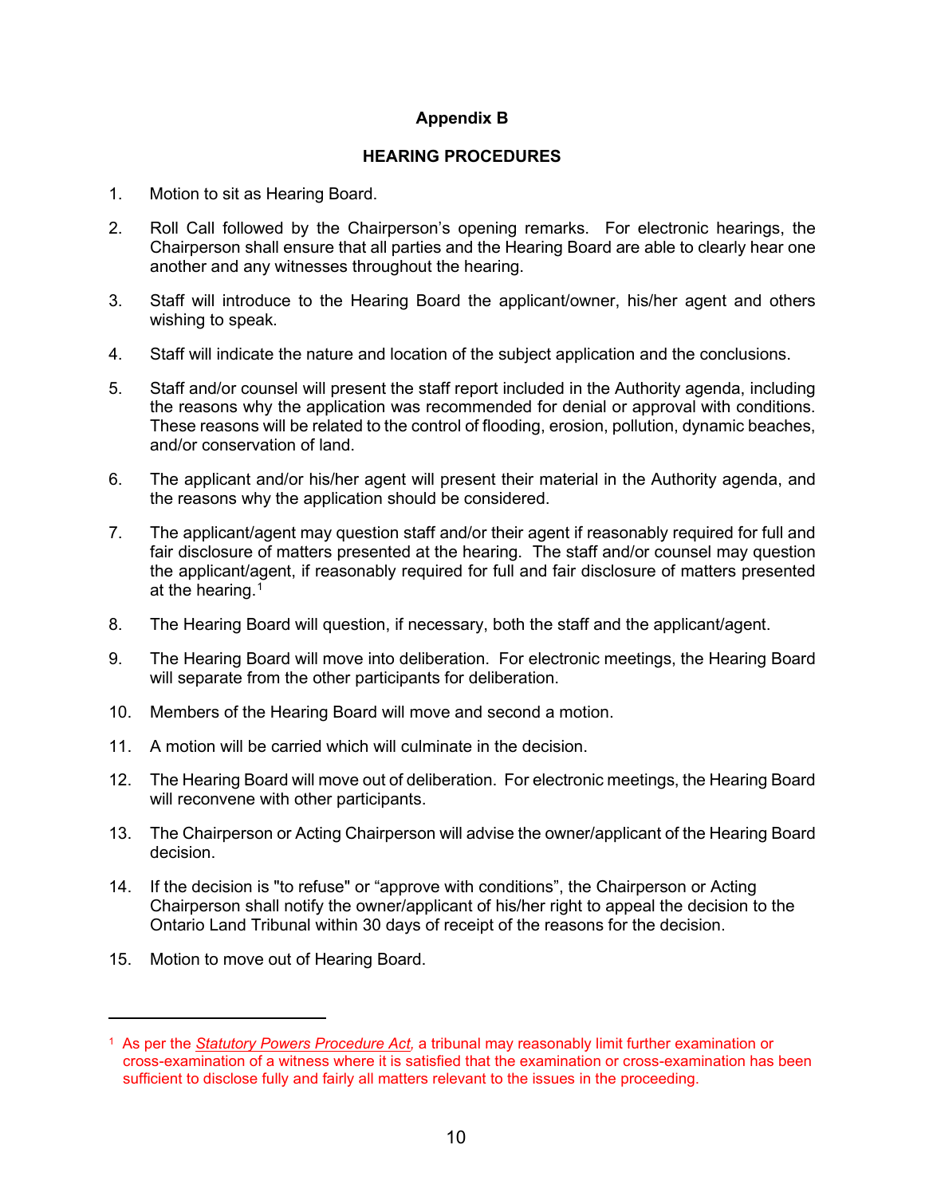## Appendix B

## HEARING PROCEDURES

1. Motion to sit as Hearing Board.

2. Roll Call followed by the Chairperson's opening remarks. For electronic hearings, the Chairperson shall ensure that all parties and the Hearing Board are able to clearly hear one another and any witnesses throughout the hearing.

3. Staff will introduce to the Hearing Board the applicant/owner, his/her agent and others wishing to speak.

4. Staff will indicate the nature and location of the subject application and the conclusions.

5. Staff and/or counsel will present the staff report included in the Authority agenda, including the reasons why the application was recommended for denial or approval with conditions. These reasons will be related to the control of flooding, erosion, pollution, dynamic beaches, and/or conservation of land.

6. The applicant and/or his/her agent will present their material in the Authority agenda, and the reasons why the application should be considered.

7. The applicant/agent may question staff and/or their agent if reasonably required for full and fair disclosure of matters presented at the hearing. The staff and/or counsel may question the applicant/agent, if reasonably required for full and fair disclosure of matters presented at the hearing.[1]

8. The Hearing Board will question, if necessary, both the staff and the applicant/agent.

9. The Hearing Board will move into deliberation. For electronic meetings, the Hearing Board will separate from the other participants for deliberation.

10. Members of the Hearing Board will move and second a motion.

11. A motion will be carried which will culminate in the decision.

12. The Hearing Board will move out of deliberation. For electronic meetings, the Hearing Board will reconvene with other participants.

13. The Chairperson or Acting Chairperson will advise the owner/applicant of the Hearing Board decision.

14. If the decision is "to refuse" or "approve with conditions", the Chairperson or Acting Chairperson shall notify the owner/applicant of his/her right to appeal the decision to the Ontario Land Tribunal within 30 days of receipt of the reasons for the decision.

15. Motion to move out of Hearing Board.

---

[1] As per the *Statutory Powers Procedure Act*, a tribunal may reasonably limit further examination or cross-examination of a witness where it is satisfied that the examination or cross-examination has been sufficient to disclose fully and fairly all matters relevant to the issues in the proceeding.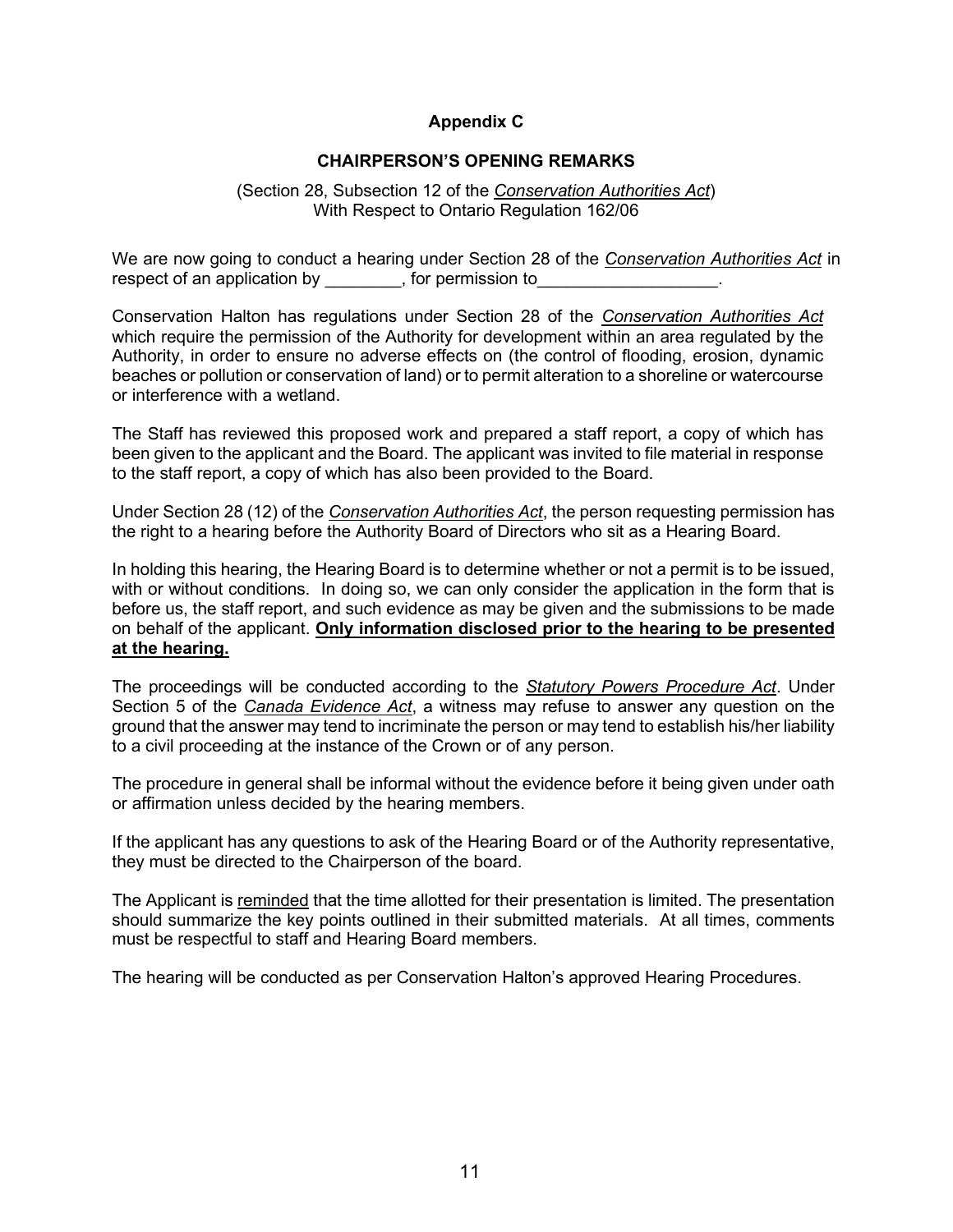## Appendix C

### CHAIRPERSON'S OPENING REMARKS

(Section 28, Subsection 12 of the *Conservation Authorities Act*)
With Respect to Ontario Regulation 162/06

We are now going to conduct a hearing under Section 28 of the *Conservation Authorities Act* in respect of an application by ________, for permission to___________________.

Conservation Halton has regulations under Section 28 of the *Conservation Authorities Act* which require the permission of the Authority for development within an area regulated by the Authority, in order to ensure no adverse effects on (the control of flooding, erosion, dynamic beaches or pollution or conservation of land) or to permit alteration to a shoreline or watercourse or interference with a wetland.

The Staff has reviewed this proposed work and prepared a staff report, a copy of which has been given to the applicant and the Board. The applicant was invited to file material in response to the staff report, a copy of which has also been provided to the Board.

Under Section 28 (12) of the *Conservation Authorities Act*, the person requesting permission has the right to a hearing before the Authority Board of Directors who sit as a Hearing Board.

In holding this hearing, the Hearing Board is to determine whether or not a permit is to be issued, with or without conditions. In doing so, we can only consider the application in the form that is before us, the staff report, and such evidence as may be given and the submissions to be made on behalf of the applicant. **Only information disclosed prior to the hearing to be presented at the hearing.**

The proceedings will be conducted according to the *Statutory Powers Procedure Act*. Under Section 5 of the *Canada Evidence Act*, a witness may refuse to answer any question on the ground that the answer may tend to incriminate the person or may tend to establish his/her liability to a civil proceeding at the instance of the Crown or of any person.

The procedure in general shall be informal without the evidence before it being given under oath or affirmation unless decided by the hearing members.

If the applicant has any questions to ask of the Hearing Board or of the Authority representative, they must be directed to the Chairperson of the board.

The Applicant is reminded that the time allotted for their presentation is limited. The presentation should summarize the key points outlined in their submitted materials. At all times, comments must be respectful to staff and Hearing Board members.

The hearing will be conducted as per Conservation Halton's approved Hearing Procedures.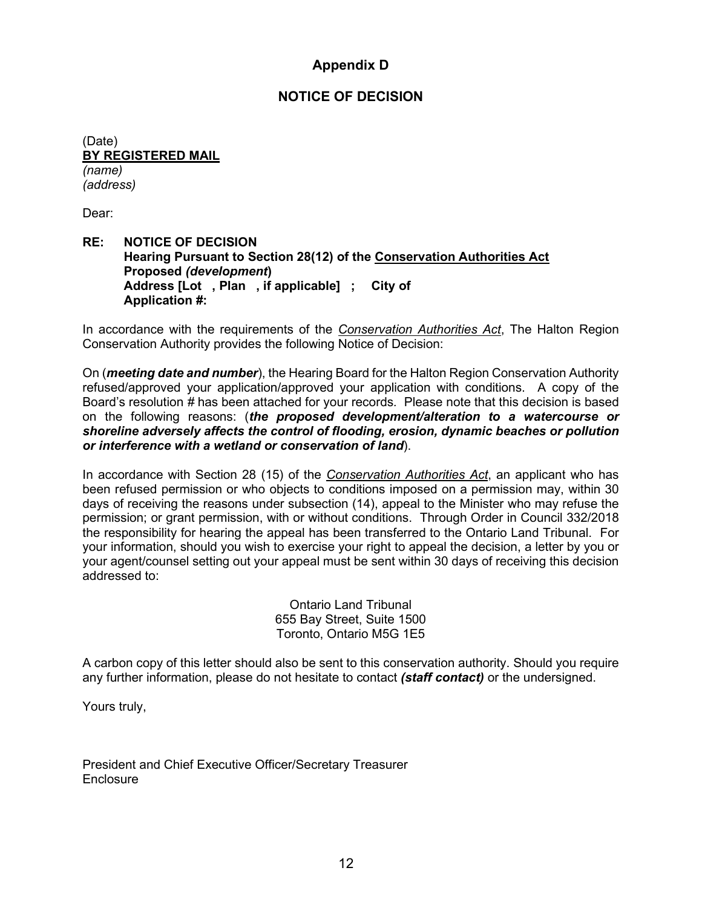## Appendix D

## NOTICE OF DECISION

(Date)
<u>**BY REGISTERED MAIL**</u>
*(name)*
*(address)*

Dear:

**RE: NOTICE OF DECISION**
**Hearing Pursuant to Section 28(12) of the <u>Conservation Authorities Act</u>**
**Proposed *(development*)**
**Address [Lot , Plan , if applicable] ; City of**
**Application #:**

In accordance with the requirements of the <u>*Conservation Authorities Act*</u>, The Halton Region Conservation Authority provides the following Notice of Decision:

On (***meeting date and number***), the Hearing Board for the Halton Region Conservation Authority refused/approved your application/approved your application with conditions. A copy of the Board's resolution # has been attached for your records. Please note that this decision is based on the following reasons: (***the proposed development/alteration to a watercourse or shoreline adversely affects the control of flooding, erosion, dynamic beaches or pollution or interference with a wetland or conservation of land***).

In accordance with Section 28 (15) of the <u>*Conservation Authorities Act*</u>, an applicant who has been refused permission or who objects to conditions imposed on a permission may, within 30 days of receiving the reasons under subsection (14), appeal to the Minister who may refuse the permission; or grant permission, with or without conditions. Through Order in Council 332/2018 the responsibility for hearing the appeal has been transferred to the Ontario Land Tribunal. For your information, should you wish to exercise your right to appeal the decision, a letter by you or your agent/counsel setting out your appeal must be sent within 30 days of receiving this decision addressed to:

Ontario Land Tribunal
655 Bay Street, Suite 1500
Toronto, Ontario M5G 1E5

A carbon copy of this letter should also be sent to this conservation authority. Should you require any further information, please do not hesitate to contact ***(staff contact)*** or the undersigned.

Yours truly,

President and Chief Executive Officer/Secretary Treasurer
Enclosure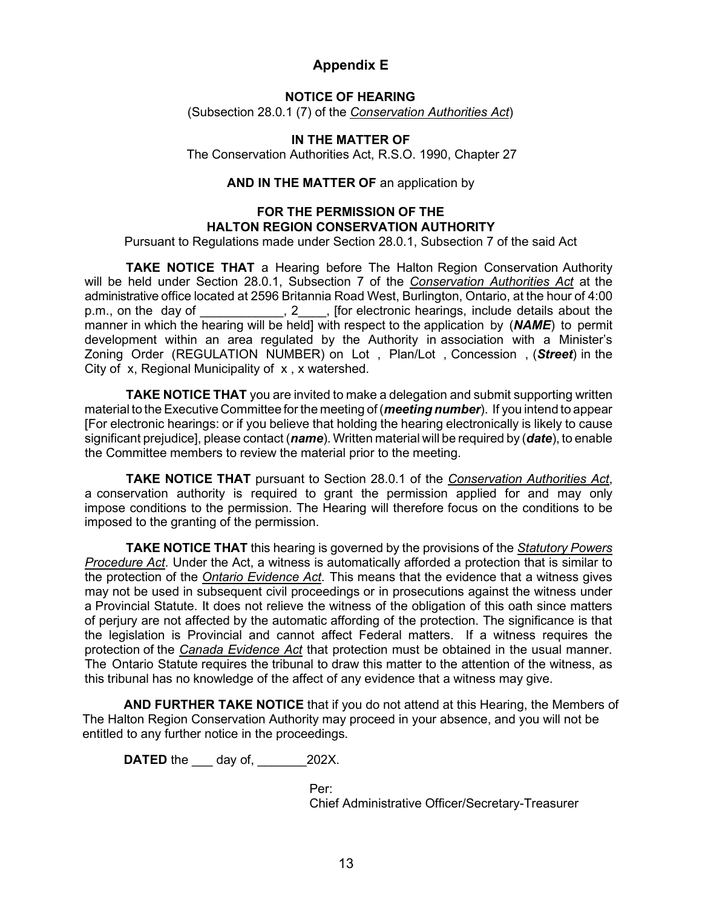# Appendix E

**NOTICE OF HEARING**

(Subsection 28.0.1 (7) of the *Conservation Authorities Act*)

**IN THE MATTER OF**

The Conservation Authorities Act, R.S.O. 1990, Chapter 27

**AND IN THE MATTER OF** an application by

**FOR THE PERMISSION OF THE HALTON REGION CONSERVATION AUTHORITY**

Pursuant to Regulations made under Section 28.0.1, Subsection 7 of the said Act

**TAKE NOTICE THAT** a Hearing before The Halton Region Conservation Authority will be held under Section 28.0.1, Subsection 7 of the *Conservation Authorities Act* at the administrative office located at 2596 Britannia Road West, Burlington, Ontario, at the hour of 4:00 p.m., on the day of ____________, 2____, [for electronic hearings, include details about the manner in which the hearing will be held] with respect to the application by (***NAME***) to permit development within an area regulated by the Authority in association with a Minister's Zoning Order (REGULATION NUMBER) on Lot , Plan/Lot , Concession , (***Street***) in the City of x, Regional Municipality of x , x watershed.

**TAKE NOTICE THAT** you are invited to make a delegation and submit supporting written material to the Executive Committee for the meeting of (***meeting number***). If you intend to appear [For electronic hearings: or if you believe that holding the hearing electronically is likely to cause significant prejudice], please contact (***name***). Written material will be required by (***date***), to enable the Committee members to review the material prior to the meeting.

**TAKE NOTICE THAT** pursuant to Section 28.0.1 of the *Conservation Authorities Act*, a conservation authority is required to grant the permission applied for and may only impose conditions to the permission. The Hearing will therefore focus on the conditions to be imposed to the granting of the permission.

**TAKE NOTICE THAT** this hearing is governed by the provisions of the *Statutory Powers Procedure Act*. Under the Act, a witness is automatically afforded a protection that is similar to the protection of the *Ontario Evidence Act*. This means that the evidence that a witness gives may not be used in subsequent civil proceedings or in prosecutions against the witness under a Provincial Statute. It does not relieve the witness of the obligation of this oath since matters of perjury are not affected by the automatic affording of the protection. The significance is that the legislation is Provincial and cannot affect Federal matters. If a witness requires the protection of the *Canada Evidence Act* that protection must be obtained in the usual manner. The Ontario Statute requires the tribunal to draw this matter to the attention of the witness, as this tribunal has no knowledge of the affect of any evidence that a witness may give.

**AND FURTHER TAKE NOTICE** that if you do not attend at this Hearing, the Members of The Halton Region Conservation Authority may proceed in your absence, and you will not be entitled to any further notice in the proceedings.

**DATED** the ___ day of, _______202X.

Per:
Chief Administrative Officer/Secretary-Treasurer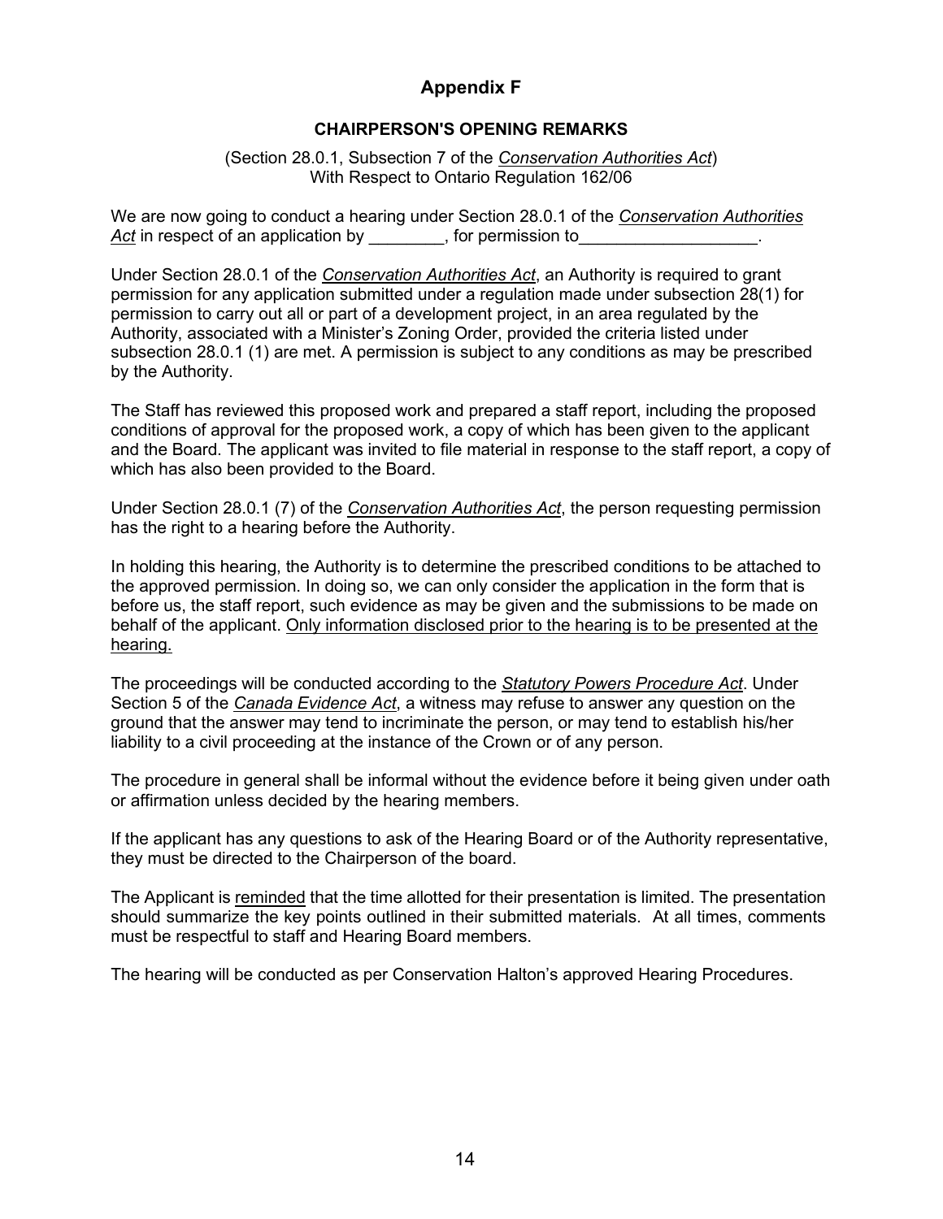# Appendix F

## CHAIRPERSON'S OPENING REMARKS

(Section 28.0.1, Subsection 7 of the *Conservation Authorities Act*)
With Respect to Ontario Regulation 162/06

We are now going to conduct a hearing under Section 28.0.1 of the *Conservation Authorities Act* in respect of an application by ________, for permission to___________________.

Under Section 28.0.1 of the *Conservation Authorities Act*, an Authority is required to grant permission for any application submitted under a regulation made under subsection 28(1) for permission to carry out all or part of a development project, in an area regulated by the Authority, associated with a Minister's Zoning Order, provided the criteria listed under subsection 28.0.1 (1) are met. A permission is subject to any conditions as may be prescribed by the Authority.

The Staff has reviewed this proposed work and prepared a staff report, including the proposed conditions of approval for the proposed work, a copy of which has been given to the applicant and the Board. The applicant was invited to file material in response to the staff report, a copy of which has also been provided to the Board.

Under Section 28.0.1 (7) of the *Conservation Authorities Act*, the person requesting permission has the right to a hearing before the Authority.

In holding this hearing, the Authority is to determine the prescribed conditions to be attached to the approved permission. In doing so, we can only consider the application in the form that is before us, the staff report, such evidence as may be given and the submissions to be made on behalf of the applicant. <u>Only information disclosed prior to the hearing is to be presented at the hearing.</u>

The proceedings will be conducted according to the *Statutory Powers Procedure Act*. Under Section 5 of the *Canada Evidence Act*, a witness may refuse to answer any question on the ground that the answer may tend to incriminate the person, or may tend to establish his/her liability to a civil proceeding at the instance of the Crown or of any person.

The procedure in general shall be informal without the evidence before it being given under oath or affirmation unless decided by the hearing members.

If the applicant has any questions to ask of the Hearing Board or of the Authority representative, they must be directed to the Chairperson of the board.

The Applicant is <u>reminded</u> that the time allotted for their presentation is limited. The presentation should summarize the key points outlined in their submitted materials. At all times, comments must be respectful to staff and Hearing Board members.

The hearing will be conducted as per Conservation Halton's approved Hearing Procedures.